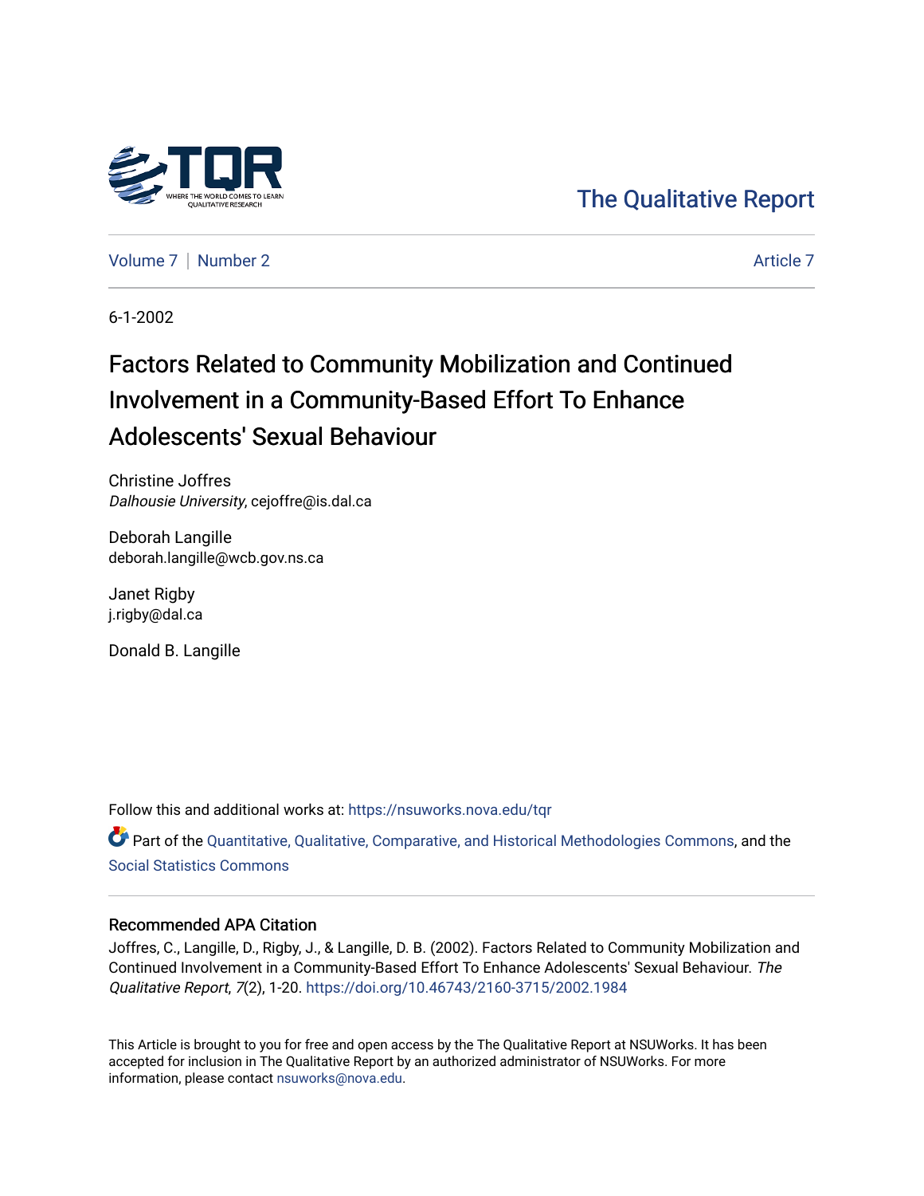The Qualitative Report

Volume 7 | Number 2 | Article 7

6-1-2002

# Factors Related to Community Mobilization and Continued Involvement in a Community-Based Effort To Enhance Adolescents' Sexual Behaviour

Christine Joffres
*Dalhousie University*, cejoffre@is.dal.ca

Deborah Langille
deborah.langille@wcb.gov.ns.ca

Janet Rigby
j.rigby@dal.ca

Donald B. Langille

Follow this and additional works at: https://nsuworks.nova.edu/tqr

Part of the Quantitative, Qualitative, Comparative, and Historical Methodologies Commons, and the Social Statistics Commons

### Recommended APA Citation

Joffres, C., Langille, D., Rigby, J., & Langille, D. B. (2002). Factors Related to Community Mobilization and Continued Involvement in a Community-Based Effort To Enhance Adolescents' Sexual Behaviour. *The Qualitative Report*, *7*(2), 1-20. https://doi.org/10.46743/2160-3715/2002.1984

This Article is brought to you for free and open access by the The Qualitative Report at NSUWorks. It has been accepted for inclusion in The Qualitative Report by an authorized administrator of NSUWorks. For more information, please contact nsuworks@nova.edu.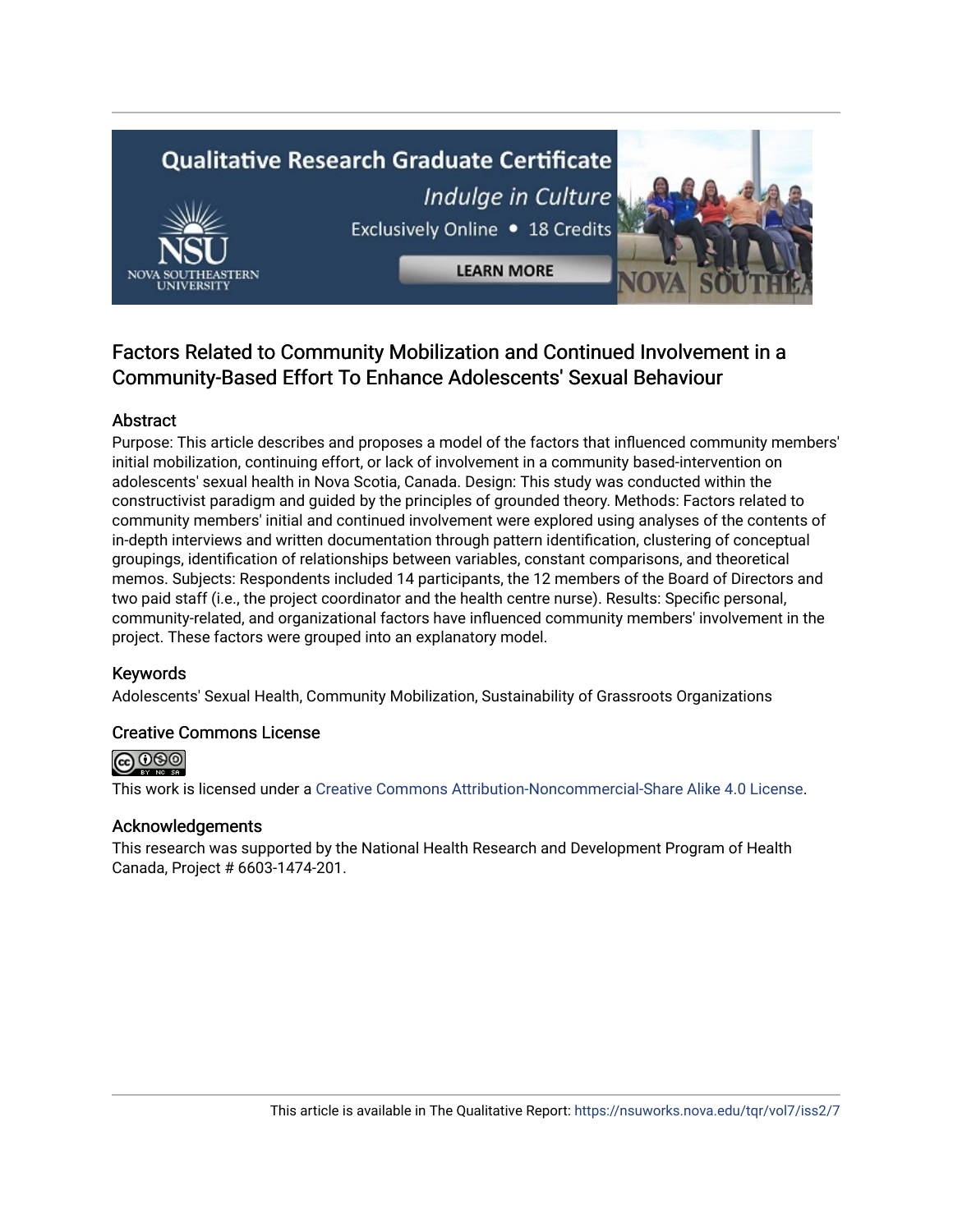## Factors Related to Community Mobilization and Continued Involvement in a Community-Based Effort To Enhance Adolescents' Sexual Behaviour

### Abstract

Purpose: This article describes and proposes a model of the factors that influenced community members' initial mobilization, continuing effort, or lack of involvement in a community based-intervention on adolescents' sexual health in Nova Scotia, Canada. Design: This study was conducted within the constructivist paradigm and guided by the principles of grounded theory. Methods: Factors related to community members' initial and continued involvement were explored using analyses of the contents of in-depth interviews and written documentation through pattern identification, clustering of conceptual groupings, identification of relationships between variables, constant comparisons, and theoretical memos. Subjects: Respondents included 14 participants, the 12 members of the Board of Directors and two paid staff (i.e., the project coordinator and the health centre nurse). Results: Specific personal, community-related, and organizational factors have influenced community members' involvement in the project. These factors were grouped into an explanatory model.

### Keywords

Adolescents' Sexual Health, Community Mobilization, Sustainability of Grassroots Organizations

### Creative Commons License

This work is licensed under a Creative Commons Attribution-Noncommercial-Share Alike 4.0 License.

### Acknowledgements

This research was supported by the National Health Research and Development Program of Health Canada, Project # 6603-1474-201.

This article is available in The Qualitative Report: https://nsuworks.nova.edu/tqr/vol7/iss2/7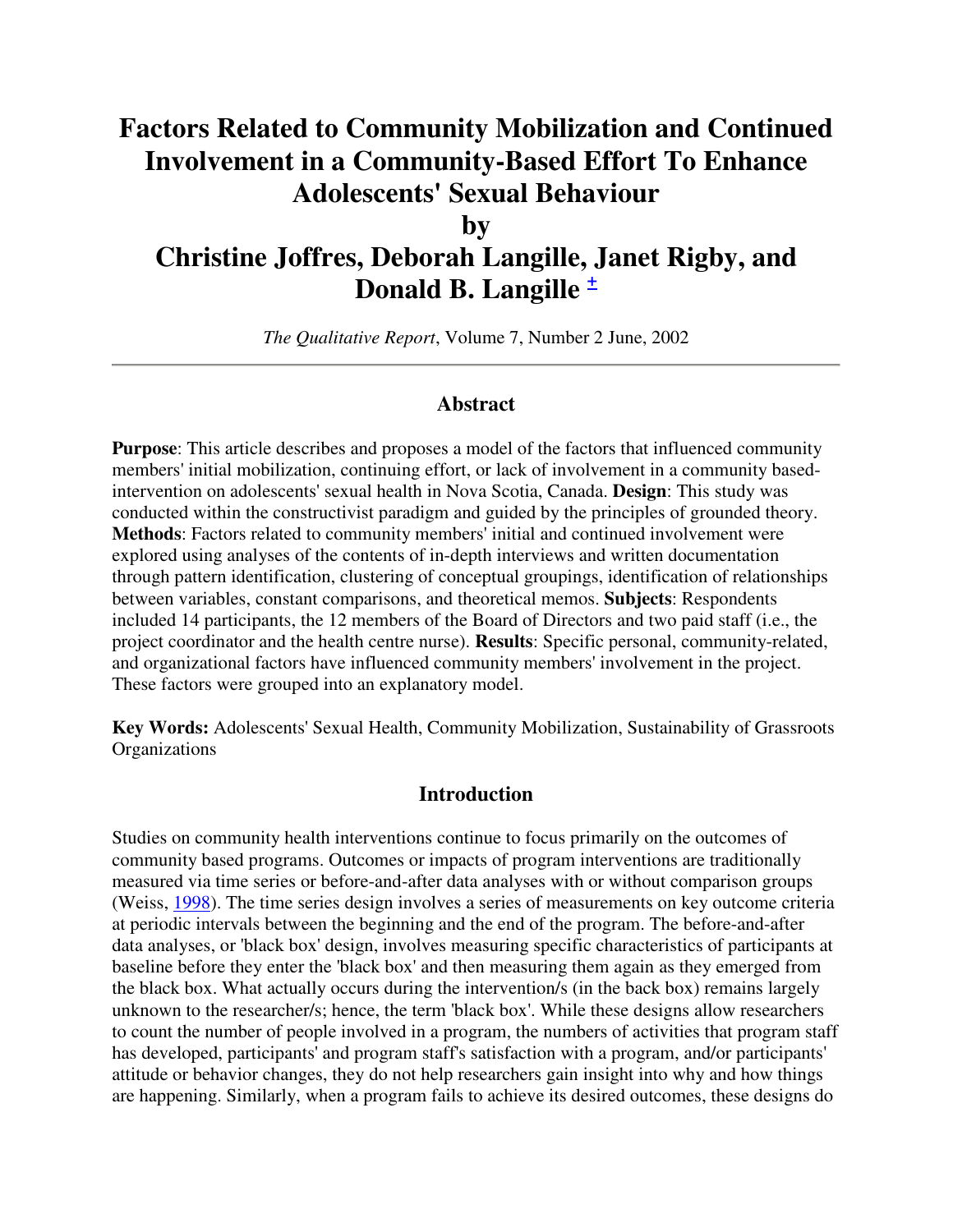# Factors Related to Community Mobilization and Continued Involvement in a Community-Based Effort To Enhance Adolescents' Sexual Behaviour

## by

## Christine Joffres, Deborah Langille, Janet Rigby, and Donald B. Langille [±]

*The Qualitative Report*, Volume 7, Number 2 June, 2002

---

### Abstract

**Purpose**: This article describes and proposes a model of the factors that influenced community members' initial mobilization, continuing effort, or lack of involvement in a community based-intervention on adolescents' sexual health in Nova Scotia, Canada. **Design**: This study was conducted within the constructivist paradigm and guided by the principles of grounded theory. **Methods**: Factors related to community members' initial and continued involvement were explored using analyses of the contents of in-depth interviews and written documentation through pattern identification, clustering of conceptual groupings, identification of relationships between variables, constant comparisons, and theoretical memos. **Subjects**: Respondents included 14 participants, the 12 members of the Board of Directors and two paid staff (i.e., the project coordinator and the health centre nurse). **Results**: Specific personal, community-related, and organizational factors have influenced community members' involvement in the project. These factors were grouped into an explanatory model.

**Key Words:** Adolescents' Sexual Health, Community Mobilization, Sustainability of Grassroots Organizations

### Introduction

Studies on community health interventions continue to focus primarily on the outcomes of community based programs. Outcomes or impacts of program interventions are traditionally measured via time series or before-and-after data analyses with or without comparison groups (Weiss, 1998). The time series design involves a series of measurements on key outcome criteria at periodic intervals between the beginning and the end of the program. The before-and-after data analyses, or 'black box' design, involves measuring specific characteristics of participants at baseline before they enter the 'black box' and then measuring them again as they emerged from the black box. What actually occurs during the intervention/s (in the back box) remains largely unknown to the researcher/s; hence, the term 'black box'. While these designs allow researchers to count the number of people involved in a program, the numbers of activities that program staff has developed, participants' and program staff's satisfaction with a program, and/or participants' attitude or behavior changes, they do not help researchers gain insight into why and how things are happening. Similarly, when a program fails to achieve its desired outcomes, these designs do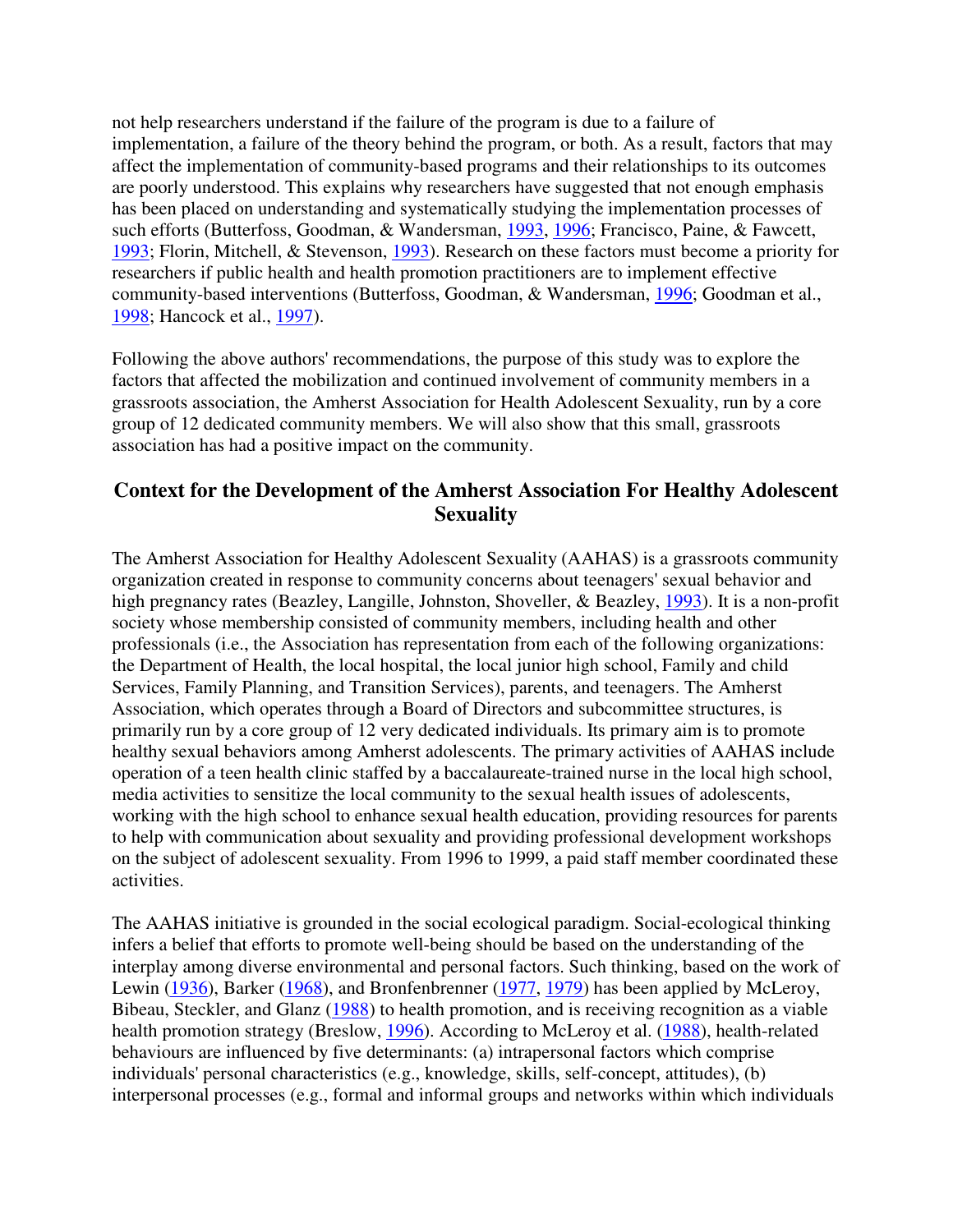not help researchers understand if the failure of the program is due to a failure of implementation, a failure of the theory behind the program, or both. As a result, factors that may affect the implementation of community-based programs and their relationships to its outcomes are poorly understood. This explains why researchers have suggested that not enough emphasis has been placed on understanding and systematically studying the implementation processes of such efforts (Butterfoss, Goodman, & Wandersman, 1993, 1996; Francisco, Paine, & Fawcett, 1993; Florin, Mitchell, & Stevenson, 1993). Research on these factors must become a priority for researchers if public health and health promotion practitioners are to implement effective community-based interventions (Butterfoss, Goodman, & Wandersman, 1996; Goodman et al., 1998; Hancock et al., 1997).

Following the above authors' recommendations, the purpose of this study was to explore the factors that affected the mobilization and continued involvement of community members in a grassroots association, the Amherst Association for Health Adolescent Sexuality, run by a core group of 12 dedicated community members. We will also show that this small, grassroots association has had a positive impact on the community.

## Context for the Development of the Amherst Association For Healthy Adolescent Sexuality

The Amherst Association for Healthy Adolescent Sexuality (AAHAS) is a grassroots community organization created in response to community concerns about teenagers' sexual behavior and high pregnancy rates (Beazley, Langille, Johnston, Shoveller, & Beazley, 1993). It is a non-profit society whose membership consisted of community members, including health and other professionals (i.e., the Association has representation from each of the following organizations: the Department of Health, the local hospital, the local junior high school, Family and child Services, Family Planning, and Transition Services), parents, and teenagers. The Amherst Association, which operates through a Board of Directors and subcommittee structures, is primarily run by a core group of 12 very dedicated individuals. Its primary aim is to promote healthy sexual behaviors among Amherst adolescents. The primary activities of AAHAS include operation of a teen health clinic staffed by a baccalaureate-trained nurse in the local high school, media activities to sensitize the local community to the sexual health issues of adolescents, working with the high school to enhance sexual health education, providing resources for parents to help with communication about sexuality and providing professional development workshops on the subject of adolescent sexuality. From 1996 to 1999, a paid staff member coordinated these activities.

The AAHAS initiative is grounded in the social ecological paradigm. Social-ecological thinking infers a belief that efforts to promote well-being should be based on the understanding of the interplay among diverse environmental and personal factors. Such thinking, based on the work of Lewin (1936), Barker (1968), and Bronfenbrenner (1977, 1979) has been applied by McLeroy, Bibeau, Steckler, and Glanz (1988) to health promotion, and is receiving recognition as a viable health promotion strategy (Breslow, 1996). According to McLeroy et al. (1988), health-related behaviours are influenced by five determinants: (a) intrapersonal factors which comprise individuals' personal characteristics (e.g., knowledge, skills, self-concept, attitudes), (b) interpersonal processes (e.g., formal and informal groups and networks within which individuals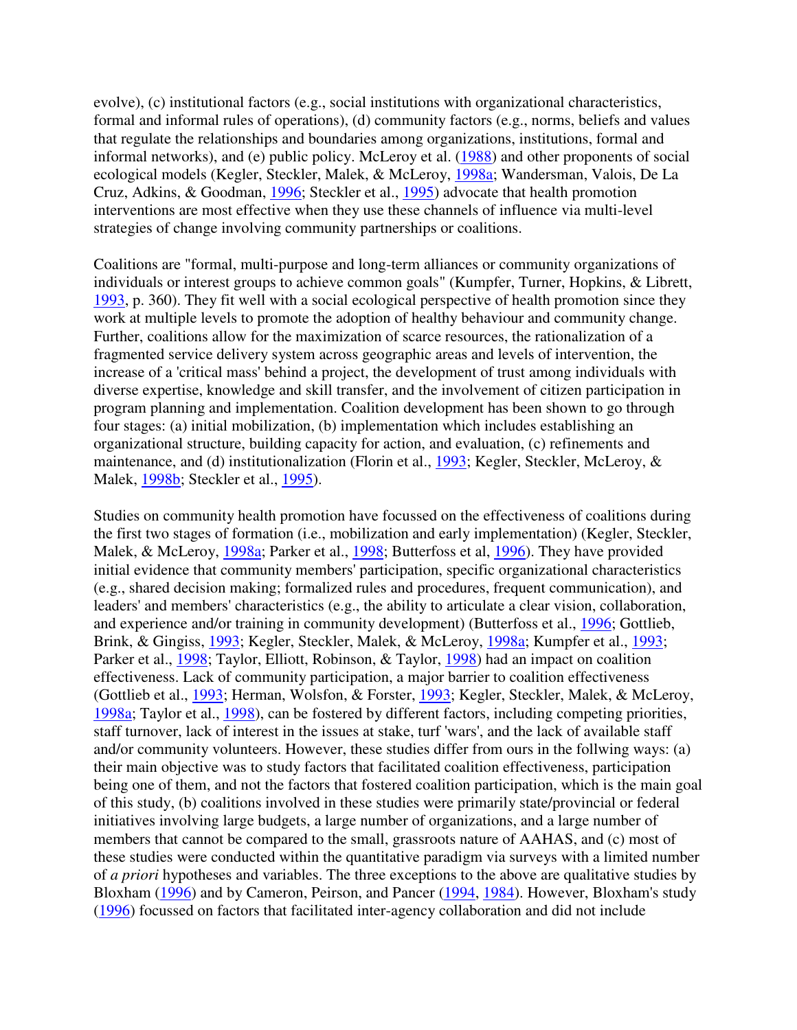evolve), (c) institutional factors (e.g., social institutions with organizational characteristics, formal and informal rules of operations), (d) community factors (e.g., norms, beliefs and values that regulate the relationships and boundaries among organizations, institutions, formal and informal networks), and (e) public policy. McLeroy et al. (1988) and other proponents of social ecological models (Kegler, Steckler, Malek, & McLeroy, 1998a; Wandersman, Valois, De La Cruz, Adkins, & Goodman, 1996; Steckler et al., 1995) advocate that health promotion interventions are most effective when they use these channels of influence via multi-level strategies of change involving community partnerships or coalitions.

Coalitions are "formal, multi-purpose and long-term alliances or community organizations of individuals or interest groups to achieve common goals" (Kumpfer, Turner, Hopkins, & Librett, 1993, p. 360). They fit well with a social ecological perspective of health promotion since they work at multiple levels to promote the adoption of healthy behaviour and community change. Further, coalitions allow for the maximization of scarce resources, the rationalization of a fragmented service delivery system across geographic areas and levels of intervention, the increase of a 'critical mass' behind a project, the development of trust among individuals with diverse expertise, knowledge and skill transfer, and the involvement of citizen participation in program planning and implementation. Coalition development has been shown to go through four stages: (a) initial mobilization, (b) implementation which includes establishing an organizational structure, building capacity for action, and evaluation, (c) refinements and maintenance, and (d) institutionalization (Florin et al., 1993; Kegler, Steckler, McLeroy, & Malek, 1998b; Steckler et al., 1995).

Studies on community health promotion have focussed on the effectiveness of coalitions during the first two stages of formation (i.e., mobilization and early implementation) (Kegler, Steckler, Malek, & McLeroy, 1998a; Parker et al., 1998; Butterfoss et al, 1996). They have provided initial evidence that community members' participation, specific organizational characteristics (e.g., shared decision making; formalized rules and procedures, frequent communication), and leaders' and members' characteristics (e.g., the ability to articulate a clear vision, collaboration, and experience and/or training in community development) (Butterfoss et al., 1996; Gottlieb, Brink, & Gingiss, 1993; Kegler, Steckler, Malek, & McLeroy, 1998a; Kumpfer et al., 1993; Parker et al., 1998; Taylor, Elliott, Robinson, & Taylor, 1998) had an impact on coalition effectiveness. Lack of community participation, a major barrier to coalition effectiveness (Gottlieb et al., 1993; Herman, Wolsfon, & Forster, 1993; Kegler, Steckler, Malek, & McLeroy, 1998a; Taylor et al., 1998), can be fostered by different factors, including competing priorities, staff turnover, lack of interest in the issues at stake, turf 'wars', and the lack of available staff and/or community volunteers. However, these studies differ from ours in the follwing ways: (a) their main objective was to study factors that facilitated coalition effectiveness, participation being one of them, and not the factors that fostered coalition participation, which is the main goal of this study, (b) coalitions involved in these studies were primarily state/provincial or federal initiatives involving large budgets, a large number of organizations, and a large number of members that cannot be compared to the small, grassroots nature of AAHAS, and (c) most of these studies were conducted within the quantitative paradigm via surveys with a limited number of *a priori* hypotheses and variables. The three exceptions to the above are qualitative studies by Bloxham (1996) and by Cameron, Peirson, and Pancer (1994, 1984). However, Bloxham's study (1996) focussed on factors that facilitated inter-agency collaboration and did not include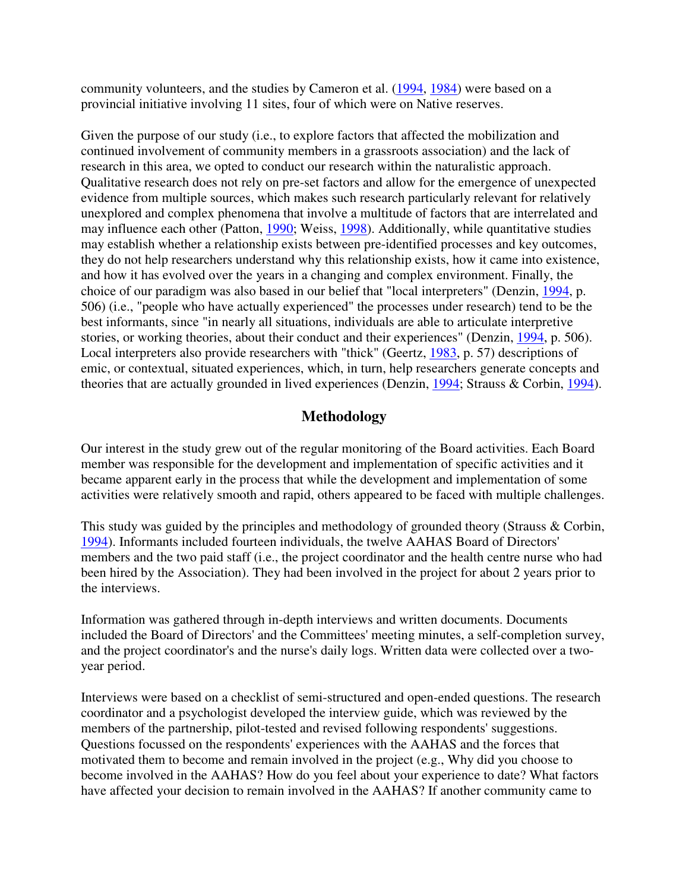community volunteers, and the studies by Cameron et al. (1994, 1984) were based on a provincial initiative involving 11 sites, four of which were on Native reserves.

Given the purpose of our study (i.e., to explore factors that affected the mobilization and continued involvement of community members in a grassroots association) and the lack of research in this area, we opted to conduct our research within the naturalistic approach. Qualitative research does not rely on pre-set factors and allow for the emergence of unexpected evidence from multiple sources, which makes such research particularly relevant for relatively unexplored and complex phenomena that involve a multitude of factors that are interrelated and may influence each other (Patton, 1990; Weiss, 1998). Additionally, while quantitative studies may establish whether a relationship exists between pre-identified processes and key outcomes, they do not help researchers understand why this relationship exists, how it came into existence, and how it has evolved over the years in a changing and complex environment. Finally, the choice of our paradigm was also based in our belief that "local interpreters" (Denzin, 1994, p. 506) (i.e., "people who have actually experienced" the processes under research) tend to be the best informants, since "in nearly all situations, individuals are able to articulate interpretive stories, or working theories, about their conduct and their experiences" (Denzin, 1994, p. 506). Local interpreters also provide researchers with "thick" (Geertz, 1983, p. 57) descriptions of emic, or contextual, situated experiences, which, in turn, help researchers generate concepts and theories that are actually grounded in lived experiences (Denzin, 1994; Strauss & Corbin, 1994).

## Methodology

Our interest in the study grew out of the regular monitoring of the Board activities. Each Board member was responsible for the development and implementation of specific activities and it became apparent early in the process that while the development and implementation of some activities were relatively smooth and rapid, others appeared to be faced with multiple challenges.

This study was guided by the principles and methodology of grounded theory (Strauss & Corbin, 1994). Informants included fourteen individuals, the twelve AAHAS Board of Directors' members and the two paid staff (i.e., the project coordinator and the health centre nurse who had been hired by the Association). They had been involved in the project for about 2 years prior to the interviews.

Information was gathered through in-depth interviews and written documents. Documents included the Board of Directors' and the Committees' meeting minutes, a self-completion survey, and the project coordinator's and the nurse's daily logs. Written data were collected over a two-year period.

Interviews were based on a checklist of semi-structured and open-ended questions. The research coordinator and a psychologist developed the interview guide, which was reviewed by the members of the partnership, pilot-tested and revised following respondents' suggestions. Questions focussed on the respondents' experiences with the AAHAS and the forces that motivated them to become and remain involved in the project (e.g., Why did you choose to become involved in the AAHAS? How do you feel about your experience to date? What factors have affected your decision to remain involved in the AAHAS? If another community came to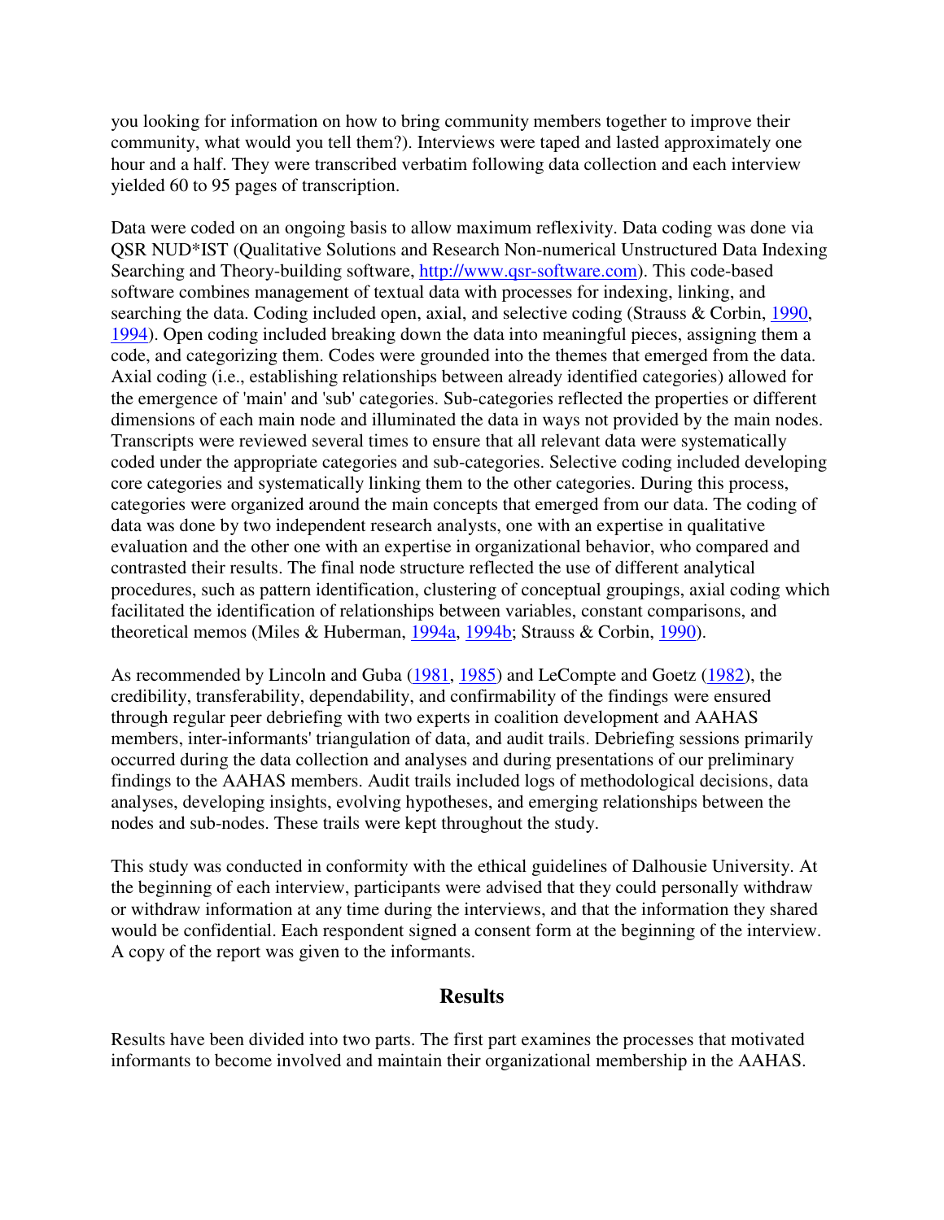you looking for information on how to bring community members together to improve their community, what would you tell them?). Interviews were taped and lasted approximately one hour and a half. They were transcribed verbatim following data collection and each interview yielded 60 to 95 pages of transcription.

Data were coded on an ongoing basis to allow maximum reflexivity. Data coding was done via QSR NUD*IST (Qualitative Solutions and Research Non-numerical Unstructured Data Indexing Searching and Theory-building software, http://www.qsr-software.com). This code-based software combines management of textual data with processes for indexing, linking, and searching the data. Coding included open, axial, and selective coding (Strauss & Corbin, 1990, 1994). Open coding included breaking down the data into meaningful pieces, assigning them a code, and categorizing them. Codes were grounded into the themes that emerged from the data. Axial coding (i.e., establishing relationships between already identified categories) allowed for the emergence of 'main' and 'sub' categories. Sub-categories reflected the properties or different dimensions of each main node and illuminated the data in ways not provided by the main nodes. Transcripts were reviewed several times to ensure that all relevant data were systematically coded under the appropriate categories and sub-categories. Selective coding included developing core categories and systematically linking them to the other categories. During this process, categories were organized around the main concepts that emerged from our data. The coding of data was done by two independent research analysts, one with an expertise in qualitative evaluation and the other one with an expertise in organizational behavior, who compared and contrasted their results. The final node structure reflected the use of different analytical procedures, such as pattern identification, clustering of conceptual groupings, axial coding which facilitated the identification of relationships between variables, constant comparisons, and theoretical memos (Miles & Huberman, 1994a, 1994b; Strauss & Corbin, 1990).

As recommended by Lincoln and Guba (1981, 1985) and LeCompte and Goetz (1982), the credibility, transferability, dependability, and confirmability of the findings were ensured through regular peer debriefing with two experts in coalition development and AAHAS members, inter-informants' triangulation of data, and audit trails. Debriefing sessions primarily occurred during the data collection and analyses and during presentations of our preliminary findings to the AAHAS members. Audit trails included logs of methodological decisions, data analyses, developing insights, evolving hypotheses, and emerging relationships between the nodes and sub-nodes. These trails were kept throughout the study.

This study was conducted in conformity with the ethical guidelines of Dalhousie University. At the beginning of each interview, participants were advised that they could personally withdraw or withdraw information at any time during the interviews, and that the information they shared would be confidential. Each respondent signed a consent form at the beginning of the interview. A copy of the report was given to the informants.

## Results

Results have been divided into two parts. The first part examines the processes that motivated informants to become involved and maintain their organizational membership in the AAHAS.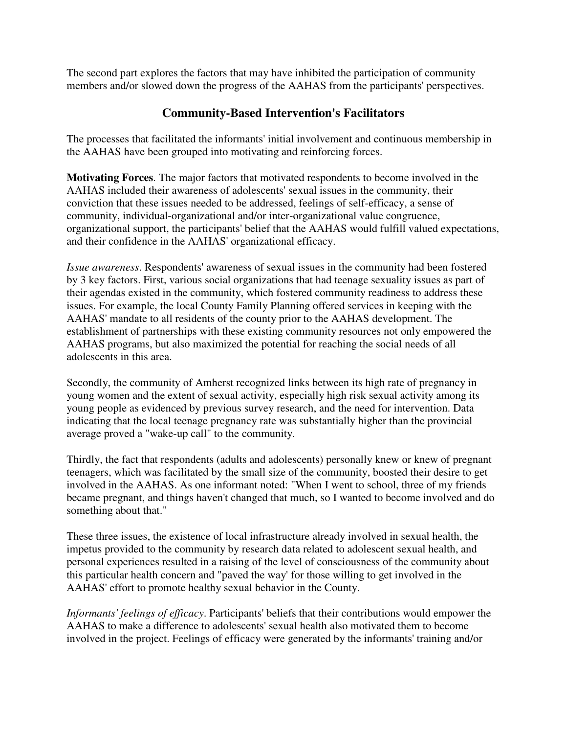The second part explores the factors that may have inhibited the participation of community members and/or slowed down the progress of the AAHAS from the participants' perspectives.

## Community-Based Intervention's Facilitators

The processes that facilitated the informants' initial involvement and continuous membership in the AAHAS have been grouped into motivating and reinforcing forces.

**Motivating Forces**. The major factors that motivated respondents to become involved in the AAHAS included their awareness of adolescents' sexual issues in the community, their conviction that these issues needed to be addressed, feelings of self-efficacy, a sense of community, individual-organizational and/or inter-organizational value congruence, organizational support, the participants' belief that the AAHAS would fulfill valued expectations, and their confidence in the AAHAS' organizational efficacy.

*Issue awareness*. Respondents' awareness of sexual issues in the community had been fostered by 3 key factors. First, various social organizations that had teenage sexuality issues as part of their agendas existed in the community, which fostered community readiness to address these issues. For example, the local County Family Planning offered services in keeping with the AAHAS' mandate to all residents of the county prior to the AAHAS development. The establishment of partnerships with these existing community resources not only empowered the AAHAS programs, but also maximized the potential for reaching the social needs of all adolescents in this area.

Secondly, the community of Amherst recognized links between its high rate of pregnancy in young women and the extent of sexual activity, especially high risk sexual activity among its young people as evidenced by previous survey research, and the need for intervention. Data indicating that the local teenage pregnancy rate was substantially higher than the provincial average proved a "wake-up call" to the community.

Thirdly, the fact that respondents (adults and adolescents) personally knew or knew of pregnant teenagers, which was facilitated by the small size of the community, boosted their desire to get involved in the AAHAS. As one informant noted: "When I went to school, three of my friends became pregnant, and things haven't changed that much, so I wanted to become involved and do something about that."

These three issues, the existence of local infrastructure already involved in sexual health, the impetus provided to the community by research data related to adolescent sexual health, and personal experiences resulted in a raising of the level of consciousness of the community about this particular health concern and "paved the way' for those willing to get involved in the AAHAS' effort to promote healthy sexual behavior in the County.

*Informants' feelings of efficacy*. Participants' beliefs that their contributions would empower the AAHAS to make a difference to adolescents' sexual health also motivated them to become involved in the project. Feelings of efficacy were generated by the informants' training and/or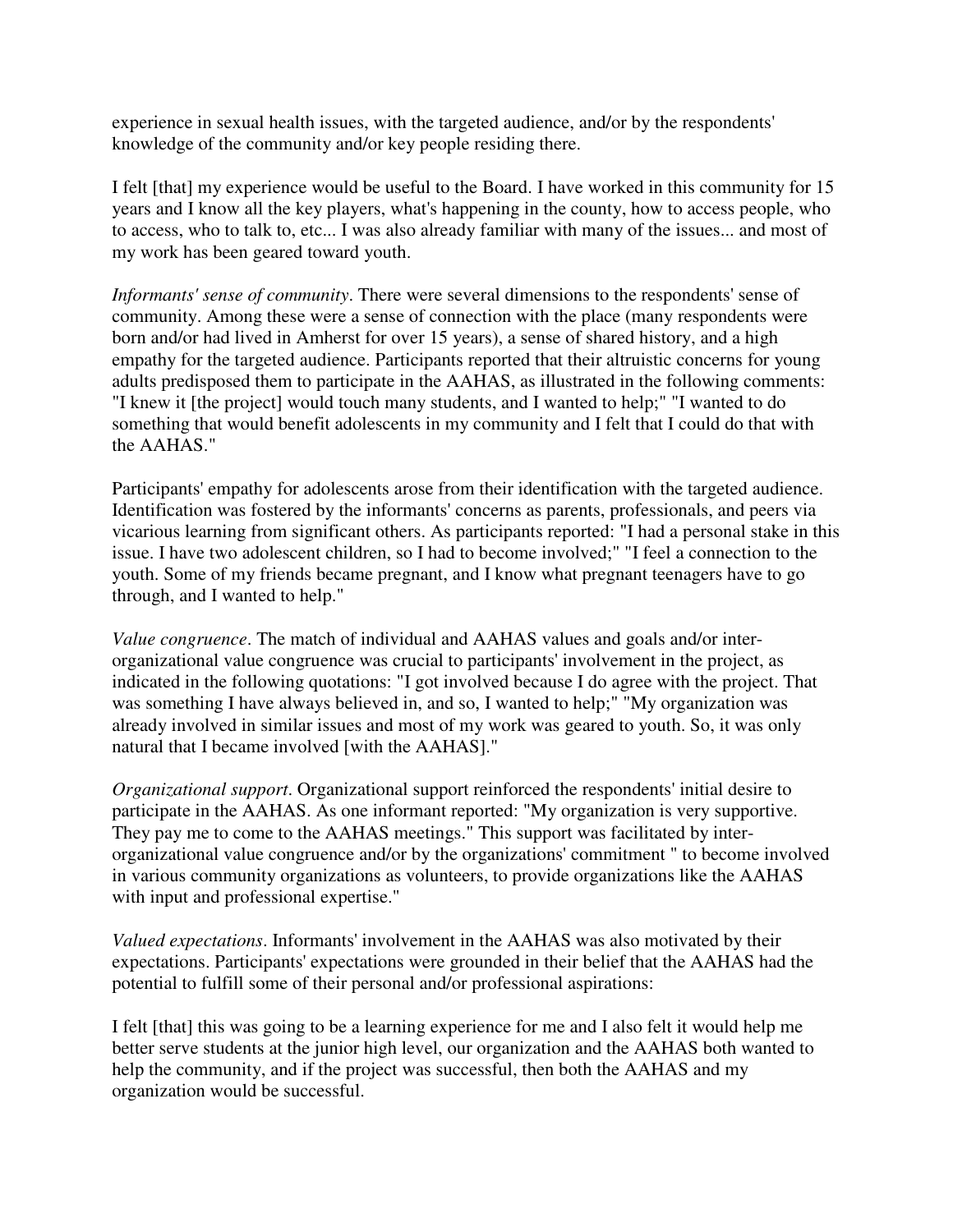experience in sexual health issues, with the targeted audience, and/or by the respondents' knowledge of the community and/or key people residing there.

I felt [that] my experience would be useful to the Board. I have worked in this community for 15 years and I know all the key players, what's happening in the county, how to access people, who to access, who to talk to, etc... I was also already familiar with many of the issues... and most of my work has been geared toward youth.

*Informants' sense of community*. There were several dimensions to the respondents' sense of community. Among these were a sense of connection with the place (many respondents were born and/or had lived in Amherst for over 15 years), a sense of shared history, and a high empathy for the targeted audience. Participants reported that their altruistic concerns for young adults predisposed them to participate in the AAHAS, as illustrated in the following comments: "I knew it [the project] would touch many students, and I wanted to help;" "I wanted to do something that would benefit adolescents in my community and I felt that I could do that with the AAHAS."

Participants' empathy for adolescents arose from their identification with the targeted audience. Identification was fostered by the informants' concerns as parents, professionals, and peers via vicarious learning from significant others. As participants reported: "I had a personal stake in this issue. I have two adolescent children, so I had to become involved;" "I feel a connection to the youth. Some of my friends became pregnant, and I know what pregnant teenagers have to go through, and I wanted to help."

*Value congruence*. The match of individual and AAHAS values and goals and/or inter-organizational value congruence was crucial to participants' involvement in the project, as indicated in the following quotations: "I got involved because I do agree with the project. That was something I have always believed in, and so, I wanted to help;" "My organization was already involved in similar issues and most of my work was geared to youth. So, it was only natural that I became involved [with the AAHAS]."

*Organizational support*. Organizational support reinforced the respondents' initial desire to participate in the AAHAS. As one informant reported: "My organization is very supportive. They pay me to come to the AAHAS meetings." This support was facilitated by inter-organizational value congruence and/or by the organizations' commitment " to become involved in various community organizations as volunteers, to provide organizations like the AAHAS with input and professional expertise."

*Valued expectations*. Informants' involvement in the AAHAS was also motivated by their expectations. Participants' expectations were grounded in their belief that the AAHAS had the potential to fulfill some of their personal and/or professional aspirations:

I felt [that] this was going to be a learning experience for me and I also felt it would help me better serve students at the junior high level, our organization and the AAHAS both wanted to help the community, and if the project was successful, then both the AAHAS and my organization would be successful.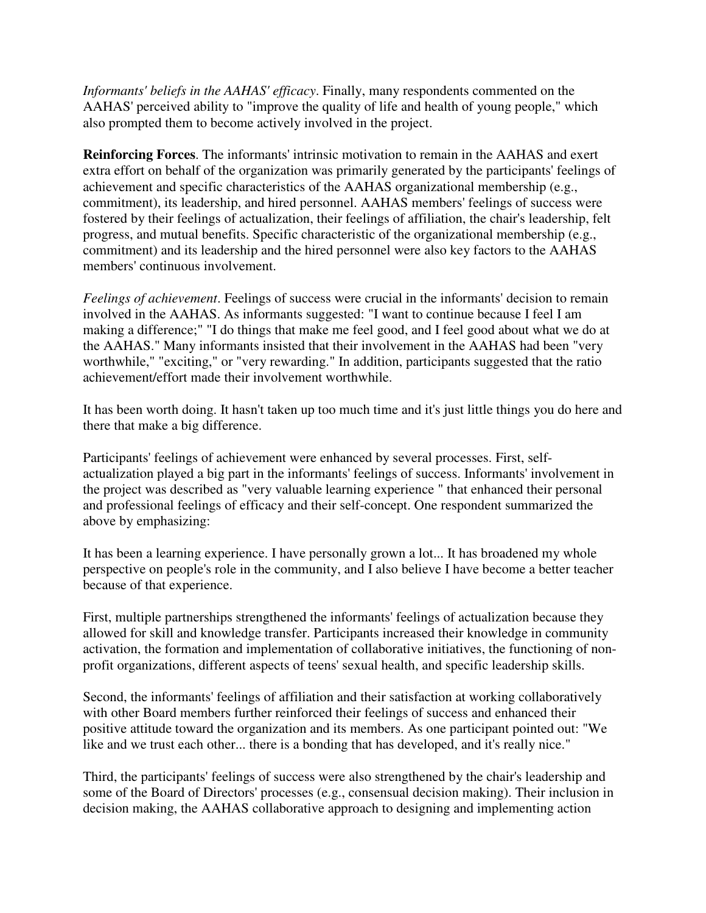*Informants' beliefs in the AAHAS' efficacy*. Finally, many respondents commented on the AAHAS' perceived ability to "improve the quality of life and health of young people," which also prompted them to become actively involved in the project.

**Reinforcing Forces**. The informants' intrinsic motivation to remain in the AAHAS and exert extra effort on behalf of the organization was primarily generated by the participants' feelings of achievement and specific characteristics of the AAHAS organizational membership (e.g., commitment), its leadership, and hired personnel. AAHAS members' feelings of success were fostered by their feelings of actualization, their feelings of affiliation, the chair's leadership, felt progress, and mutual benefits. Specific characteristic of the organizational membership (e.g., commitment) and its leadership and the hired personnel were also key factors to the AAHAS members' continuous involvement.

*Feelings of achievement*. Feelings of success were crucial in the informants' decision to remain involved in the AAHAS. As informants suggested: "I want to continue because I feel I am making a difference;" "I do things that make me feel good, and I feel good about what we do at the AAHAS." Many informants insisted that their involvement in the AAHAS had been "very worthwhile," "exciting," or "very rewarding." In addition, participants suggested that the ratio achievement/effort made their involvement worthwhile.

It has been worth doing. It hasn't taken up too much time and it's just little things you do here and there that make a big difference.

Participants' feelings of achievement were enhanced by several processes. First, self-actualization played a big part in the informants' feelings of success. Informants' involvement in the project was described as "very valuable learning experience " that enhanced their personal and professional feelings of efficacy and their self-concept. One respondent summarized the above by emphasizing:

It has been a learning experience. I have personally grown a lot... It has broadened my whole perspective on people's role in the community, and I also believe I have become a better teacher because of that experience.

First, multiple partnerships strengthened the informants' feelings of actualization because they allowed for skill and knowledge transfer. Participants increased their knowledge in community activation, the formation and implementation of collaborative initiatives, the functioning of non-profit organizations, different aspects of teens' sexual health, and specific leadership skills.

Second, the informants' feelings of affiliation and their satisfaction at working collaboratively with other Board members further reinforced their feelings of success and enhanced their positive attitude toward the organization and its members. As one participant pointed out: "We like and we trust each other... there is a bonding that has developed, and it's really nice."

Third, the participants' feelings of success were also strengthened by the chair's leadership and some of the Board of Directors' processes (e.g., consensual decision making). Their inclusion in decision making, the AAHAS collaborative approach to designing and implementing action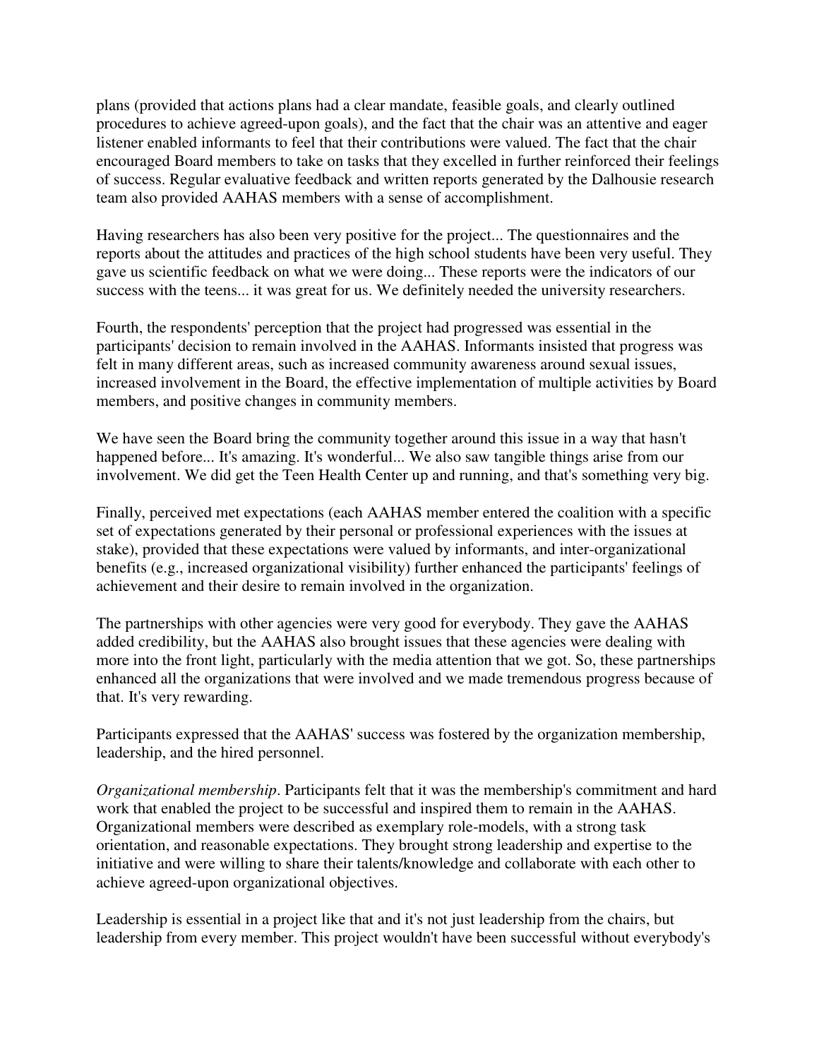plans (provided that actions plans had a clear mandate, feasible goals, and clearly outlined procedures to achieve agreed-upon goals), and the fact that the chair was an attentive and eager listener enabled informants to feel that their contributions were valued. The fact that the chair encouraged Board members to take on tasks that they excelled in further reinforced their feelings of success. Regular evaluative feedback and written reports generated by the Dalhousie research team also provided AAHAS members with a sense of accomplishment.

Having researchers has also been very positive for the project... The questionnaires and the reports about the attitudes and practices of the high school students have been very useful. They gave us scientific feedback on what we were doing... These reports were the indicators of our success with the teens... it was great for us. We definitely needed the university researchers.

Fourth, the respondents' perception that the project had progressed was essential in the participants' decision to remain involved in the AAHAS. Informants insisted that progress was felt in many different areas, such as increased community awareness around sexual issues, increased involvement in the Board, the effective implementation of multiple activities by Board members, and positive changes in community members.

We have seen the Board bring the community together around this issue in a way that hasn't happened before... It's amazing. It's wonderful... We also saw tangible things arise from our involvement. We did get the Teen Health Center up and running, and that's something very big.

Finally, perceived met expectations (each AAHAS member entered the coalition with a specific set of expectations generated by their personal or professional experiences with the issues at stake), provided that these expectations were valued by informants, and inter-organizational benefits (e.g., increased organizational visibility) further enhanced the participants' feelings of achievement and their desire to remain involved in the organization.

The partnerships with other agencies were very good for everybody. They gave the AAHAS added credibility, but the AAHAS also brought issues that these agencies were dealing with more into the front light, particularly with the media attention that we got. So, these partnerships enhanced all the organizations that were involved and we made tremendous progress because of that. It's very rewarding.

Participants expressed that the AAHAS' success was fostered by the organization membership, leadership, and the hired personnel.

*Organizational membership*. Participants felt that it was the membership's commitment and hard work that enabled the project to be successful and inspired them to remain in the AAHAS. Organizational members were described as exemplary role-models, with a strong task orientation, and reasonable expectations. They brought strong leadership and expertise to the initiative and were willing to share their talents/knowledge and collaborate with each other to achieve agreed-upon organizational objectives.

Leadership is essential in a project like that and it's not just leadership from the chairs, but leadership from every member. This project wouldn't have been successful without everybody's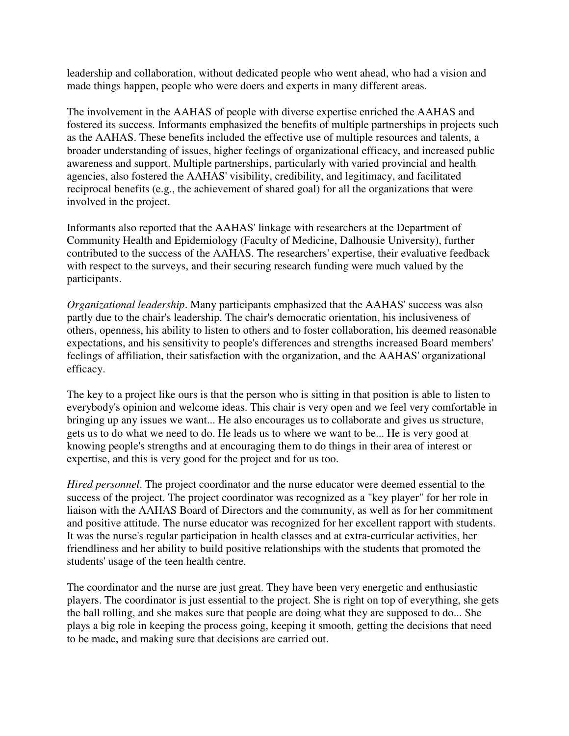leadership and collaboration, without dedicated people who went ahead, who had a vision and made things happen, people who were doers and experts in many different areas.

The involvement in the AAHAS of people with diverse expertise enriched the AAHAS and fostered its success. Informants emphasized the benefits of multiple partnerships in projects such as the AAHAS. These benefits included the effective use of multiple resources and talents, a broader understanding of issues, higher feelings of organizational efficacy, and increased public awareness and support. Multiple partnerships, particularly with varied provincial and health agencies, also fostered the AAHAS' visibility, credibility, and legitimacy, and facilitated reciprocal benefits (e.g., the achievement of shared goal) for all the organizations that were involved in the project.

Informants also reported that the AAHAS' linkage with researchers at the Department of Community Health and Epidemiology (Faculty of Medicine, Dalhousie University), further contributed to the success of the AAHAS. The researchers' expertise, their evaluative feedback with respect to the surveys, and their securing research funding were much valued by the participants.

*Organizational leadership*. Many participants emphasized that the AAHAS' success was also partly due to the chair's leadership. The chair's democratic orientation, his inclusiveness of others, openness, his ability to listen to others and to foster collaboration, his deemed reasonable expectations, and his sensitivity to people's differences and strengths increased Board members' feelings of affiliation, their satisfaction with the organization, and the AAHAS' organizational efficacy.

The key to a project like ours is that the person who is sitting in that position is able to listen to everybody's opinion and welcome ideas. This chair is very open and we feel very comfortable in bringing up any issues we want... He also encourages us to collaborate and gives us structure, gets us to do what we need to do. He leads us to where we want to be... He is very good at knowing people's strengths and at encouraging them to do things in their area of interest or expertise, and this is very good for the project and for us too.

*Hired personnel*. The project coordinator and the nurse educator were deemed essential to the success of the project. The project coordinator was recognized as a "key player" for her role in liaison with the AAHAS Board of Directors and the community, as well as for her commitment and positive attitude. The nurse educator was recognized for her excellent rapport with students. It was the nurse's regular participation in health classes and at extra-curricular activities, her friendliness and her ability to build positive relationships with the students that promoted the students' usage of the teen health centre.

The coordinator and the nurse are just great. They have been very energetic and enthusiastic players. The coordinator is just essential to the project. She is right on top of everything, she gets the ball rolling, and she makes sure that people are doing what they are supposed to do... She plays a big role in keeping the process going, keeping it smooth, getting the decisions that need to be made, and making sure that decisions are carried out.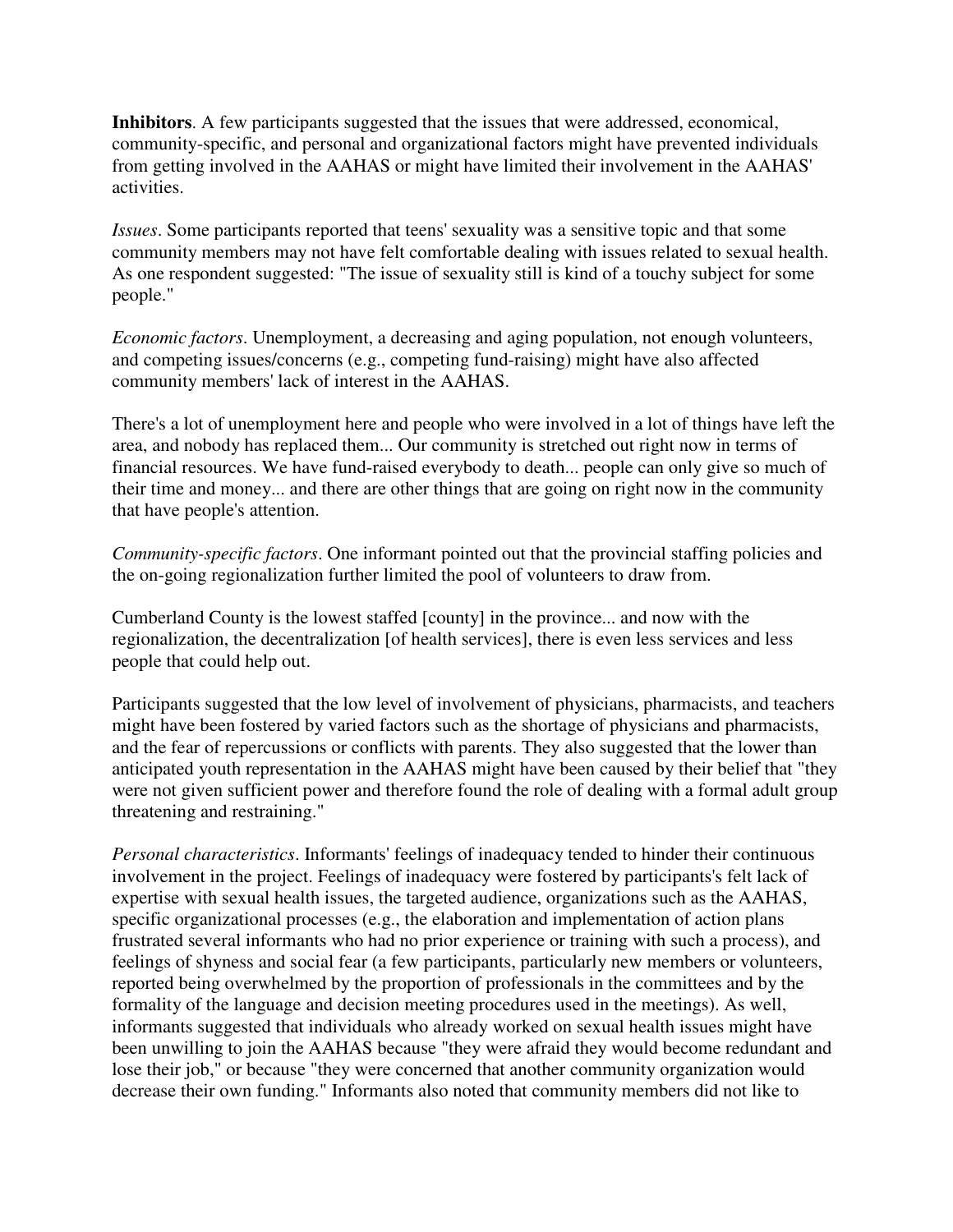**Inhibitors**. A few participants suggested that the issues that were addressed, economical, community-specific, and personal and organizational factors might have prevented individuals from getting involved in the AAHAS or might have limited their involvement in the AAHAS' activities.

*Issues*. Some participants reported that teens' sexuality was a sensitive topic and that some community members may not have felt comfortable dealing with issues related to sexual health. As one respondent suggested: "The issue of sexuality still is kind of a touchy subject for some people."

*Economic factors*. Unemployment, a decreasing and aging population, not enough volunteers, and competing issues/concerns (e.g., competing fund-raising) might have also affected community members' lack of interest in the AAHAS.

There's a lot of unemployment here and people who were involved in a lot of things have left the area, and nobody has replaced them... Our community is stretched out right now in terms of financial resources. We have fund-raised everybody to death... people can only give so much of their time and money... and there are other things that are going on right now in the community that have people's attention.

*Community-specific factors*. One informant pointed out that the provincial staffing policies and the on-going regionalization further limited the pool of volunteers to draw from.

Cumberland County is the lowest staffed [county] in the province... and now with the regionalization, the decentralization [of health services], there is even less services and less people that could help out.

Participants suggested that the low level of involvement of physicians, pharmacists, and teachers might have been fostered by varied factors such as the shortage of physicians and pharmacists, and the fear of repercussions or conflicts with parents. They also suggested that the lower than anticipated youth representation in the AAHAS might have been caused by their belief that "they were not given sufficient power and therefore found the role of dealing with a formal adult group threatening and restraining."

*Personal characteristics*. Informants' feelings of inadequacy tended to hinder their continuous involvement in the project. Feelings of inadequacy were fostered by participants's felt lack of expertise with sexual health issues, the targeted audience, organizations such as the AAHAS, specific organizational processes (e.g., the elaboration and implementation of action plans frustrated several informants who had no prior experience or training with such a process), and feelings of shyness and social fear (a few participants, particularly new members or volunteers, reported being overwhelmed by the proportion of professionals in the committees and by the formality of the language and decision meeting procedures used in the meetings). As well, informants suggested that individuals who already worked on sexual health issues might have been unwilling to join the AAHAS because "they were afraid they would become redundant and lose their job," or because "they were concerned that another community organization would decrease their own funding." Informants also noted that community members did not like to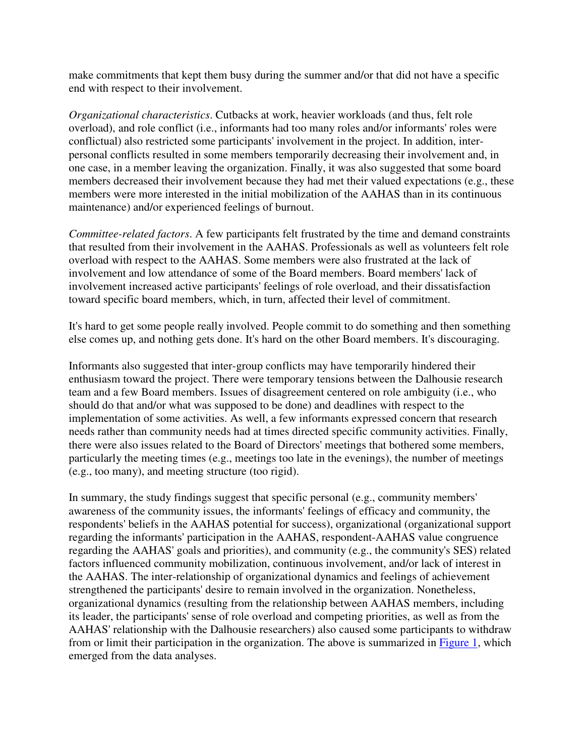make commitments that kept them busy during the summer and/or that did not have a specific end with respect to their involvement.

*Organizational characteristics*. Cutbacks at work, heavier workloads (and thus, felt role overload), and role conflict (i.e., informants had too many roles and/or informants' roles were conflictual) also restricted some participants' involvement in the project. In addition, inter-personal conflicts resulted in some members temporarily decreasing their involvement and, in one case, in a member leaving the organization. Finally, it was also suggested that some board members decreased their involvement because they had met their valued expectations (e.g., these members were more interested in the initial mobilization of the AAHAS than in its continuous maintenance) and/or experienced feelings of burnout.

*Committee-related factors*. A few participants felt frustrated by the time and demand constraints that resulted from their involvement in the AAHAS. Professionals as well as volunteers felt role overload with respect to the AAHAS. Some members were also frustrated at the lack of involvement and low attendance of some of the Board members. Board members' lack of involvement increased active participants' feelings of role overload, and their dissatisfaction toward specific board members, which, in turn, affected their level of commitment.

It's hard to get some people really involved. People commit to do something and then something else comes up, and nothing gets done. It's hard on the other Board members. It's discouraging.

Informants also suggested that inter-group conflicts may have temporarily hindered their enthusiasm toward the project. There were temporary tensions between the Dalhousie research team and a few Board members. Issues of disagreement centered on role ambiguity (i.e., who should do that and/or what was supposed to be done) and deadlines with respect to the implementation of some activities. As well, a few informants expressed concern that research needs rather than community needs had at times directed specific community activities. Finally, there were also issues related to the Board of Directors' meetings that bothered some members, particularly the meeting times (e.g., meetings too late in the evenings), the number of meetings (e.g., too many), and meeting structure (too rigid).

In summary, the study findings suggest that specific personal (e.g., community members' awareness of the community issues, the informants' feelings of efficacy and community, the respondents' beliefs in the AAHAS potential for success), organizational (organizational support regarding the informants' participation in the AAHAS, respondent-AAHAS value congruence regarding the AAHAS' goals and priorities), and community (e.g., the community's SES) related factors influenced community mobilization, continuous involvement, and/or lack of interest in the AAHAS. The inter-relationship of organizational dynamics and feelings of achievement strengthened the participants' desire to remain involved in the organization. Nonetheless, organizational dynamics (resulting from the relationship between AAHAS members, including its leader, the participants' sense of role overload and competing priorities, as well as from the AAHAS' relationship with the Dalhousie researchers) also caused some participants to withdraw from or limit their participation in the organization. The above is summarized in Figure 1, which emerged from the data analyses.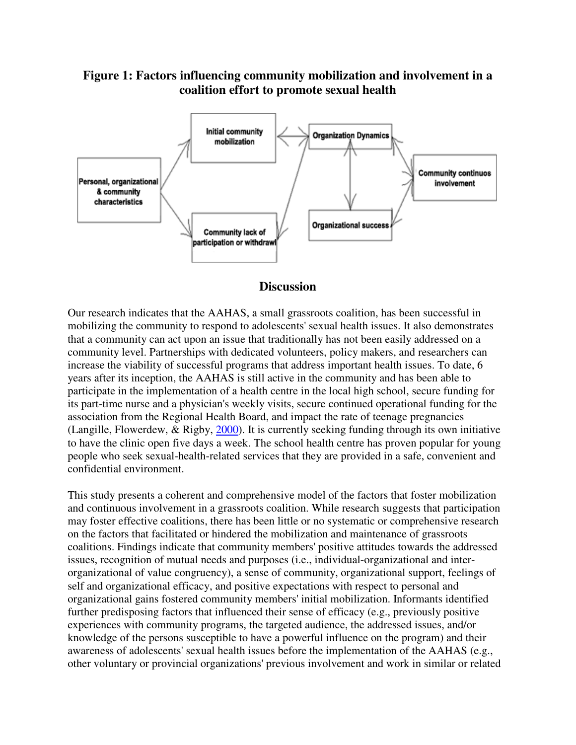**Figure 1: Factors influencing community mobilization and involvement in a coalition effort to promote sexual health**

## Discussion

Our research indicates that the AAHAS, a small grassroots coalition, has been successful in mobilizing the community to respond to adolescents' sexual health issues. It also demonstrates that a community can act upon an issue that traditionally has not been easily addressed on a community level. Partnerships with dedicated volunteers, policy makers, and researchers can increase the viability of successful programs that address important health issues. To date, 6 years after its inception, the AAHAS is still active in the community and has been able to participate in the implementation of a health centre in the local high school, secure funding for its part-time nurse and a physician's weekly visits, secure continued operational funding for the association from the Regional Health Board, and impact the rate of teenage pregnancies (Langille, Flowerdew, & Rigby, 2000). It is currently seeking funding through its own initiative to have the clinic open five days a week. The school health centre has proven popular for young people who seek sexual-health-related services that they are provided in a safe, convenient and confidential environment.

This study presents a coherent and comprehensive model of the factors that foster mobilization and continuous involvement in a grassroots coalition. While research suggests that participation may foster effective coalitions, there has been little or no systematic or comprehensive research on the factors that facilitated or hindered the mobilization and maintenance of grassroots coalitions. Findings indicate that community members' positive attitudes towards the addressed issues, recognition of mutual needs and purposes (i.e., individual-organizational and inter-organizational of value congruency), a sense of community, organizational support, feelings of self and organizational efficacy, and positive expectations with respect to personal and organizational gains fostered community members' initial mobilization. Informants identified further predisposing factors that influenced their sense of efficacy (e.g., previously positive experiences with community programs, the targeted audience, the addressed issues, and/or knowledge of the persons susceptible to have a powerful influence on the program) and their awareness of adolescents' sexual health issues before the implementation of the AAHAS (e.g., other voluntary or provincial organizations' previous involvement and work in similar or related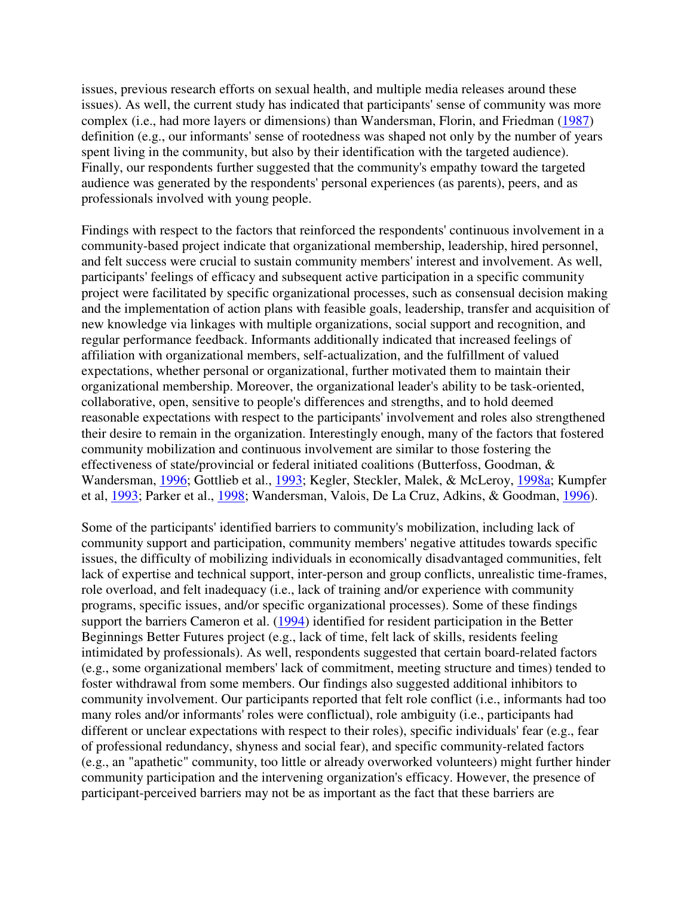issues, previous research efforts on sexual health, and multiple media releases around these issues). As well, the current study has indicated that participants' sense of community was more complex (i.e., had more layers or dimensions) than Wandersman, Florin, and Friedman (1987) definition (e.g., our informants' sense of rootedness was shaped not only by the number of years spent living in the community, but also by their identification with the targeted audience). Finally, our respondents further suggested that the community's empathy toward the targeted audience was generated by the respondents' personal experiences (as parents), peers, and as professionals involved with young people.

Findings with respect to the factors that reinforced the respondents' continuous involvement in a community-based project indicate that organizational membership, leadership, hired personnel, and felt success were crucial to sustain community members' interest and involvement. As well, participants' feelings of efficacy and subsequent active participation in a specific community project were facilitated by specific organizational processes, such as consensual decision making and the implementation of action plans with feasible goals, leadership, transfer and acquisition of new knowledge via linkages with multiple organizations, social support and recognition, and regular performance feedback. Informants additionally indicated that increased feelings of affiliation with organizational members, self-actualization, and the fulfillment of valued expectations, whether personal or organizational, further motivated them to maintain their organizational membership. Moreover, the organizational leader's ability to be task-oriented, collaborative, open, sensitive to people's differences and strengths, and to hold deemed reasonable expectations with respect to the participants' involvement and roles also strengthened their desire to remain in the organization. Interestingly enough, many of the factors that fostered community mobilization and continuous involvement are similar to those fostering the effectiveness of state/provincial or federal initiated coalitions (Butterfoss, Goodman, & Wandersman, 1996; Gottlieb et al., 1993; Kegler, Steckler, Malek, & McLeroy, 1998a; Kumpfer et al, 1993; Parker et al., 1998; Wandersman, Valois, De La Cruz, Adkins, & Goodman, 1996).

Some of the participants' identified barriers to community's mobilization, including lack of community support and participation, community members' negative attitudes towards specific issues, the difficulty of mobilizing individuals in economically disadvantaged communities, felt lack of expertise and technical support, inter-person and group conflicts, unrealistic time-frames, role overload, and felt inadequacy (i.e., lack of training and/or experience with community programs, specific issues, and/or specific organizational processes). Some of these findings support the barriers Cameron et al. (1994) identified for resident participation in the Better Beginnings Better Futures project (e.g., lack of time, felt lack of skills, residents feeling intimidated by professionals). As well, respondents suggested that certain board-related factors (e.g., some organizational members' lack of commitment, meeting structure and times) tended to foster withdrawal from some members. Our findings also suggested additional inhibitors to community involvement. Our participants reported that felt role conflict (i.e., informants had too many roles and/or informants' roles were conflictual), role ambiguity (i.e., participants had different or unclear expectations with respect to their roles), specific individuals' fear (e.g., fear of professional redundancy, shyness and social fear), and specific community-related factors (e.g., an "apathetic" community, too little or already overworked volunteers) might further hinder community participation and the intervening organization's efficacy. However, the presence of participant-perceived barriers may not be as important as the fact that these barriers are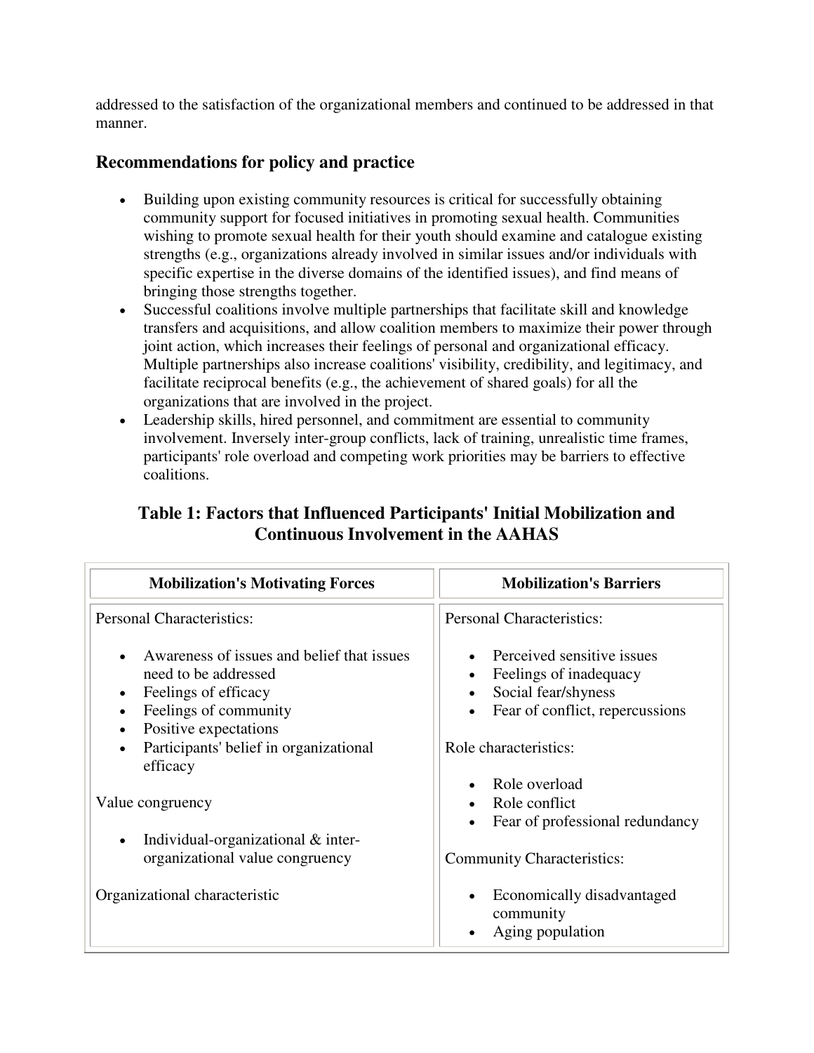addressed to the satisfaction of the organizational members and continued to be addressed in that manner.

## Recommendations for policy and practice

- Building upon existing community resources is critical for successfully obtaining community support for focused initiatives in promoting sexual health. Communities wishing to promote sexual health for their youth should examine and catalogue existing strengths (e.g., organizations already involved in similar issues and/or individuals with specific expertise in the diverse domains of the identified issues), and find means of bringing those strengths together.
- Successful coalitions involve multiple partnerships that facilitate skill and knowledge transfers and acquisitions, and allow coalition members to maximize their power through joint action, which increases their feelings of personal and organizational efficacy. Multiple partnerships also increase coalitions' visibility, credibility, and legitimacy, and facilitate reciprocal benefits (e.g., the achievement of shared goals) for all the organizations that are involved in the project.
- Leadership skills, hired personnel, and commitment are essential to community involvement. Inversely inter-group conflicts, lack of training, unrealistic time frames, participants' role overload and competing work priorities may be barriers to effective coalitions.

### Table 1: Factors that Influenced Participants' Initial Mobilization and Continuous Involvement in the AAHAS

| Mobilization's Motivating Forces | Mobilization's Barriers |
|---|---|
| Personal Characteristics:<br><br>• Awareness of issues and belief that issues need to be addressed<br>• Feelings of efficacy<br>• Feelings of community<br>• Positive expectations<br>• Participants' belief in organizational efficacy<br><br>Value congruency<br><br>• Individual-organizational & inter-organizational value congruency<br><br>Organizational characteristic | Personal Characteristics:<br><br>• Perceived sensitive issues<br>• Feelings of inadequacy<br>• Social fear/shyness<br>• Fear of conflict, repercussions<br><br>Role characteristics:<br><br>• Role overload<br>• Role conflict<br>• Fear of professional redundancy<br><br>Community Characteristics:<br><br>• Economically disadvantaged community<br>• Aging population |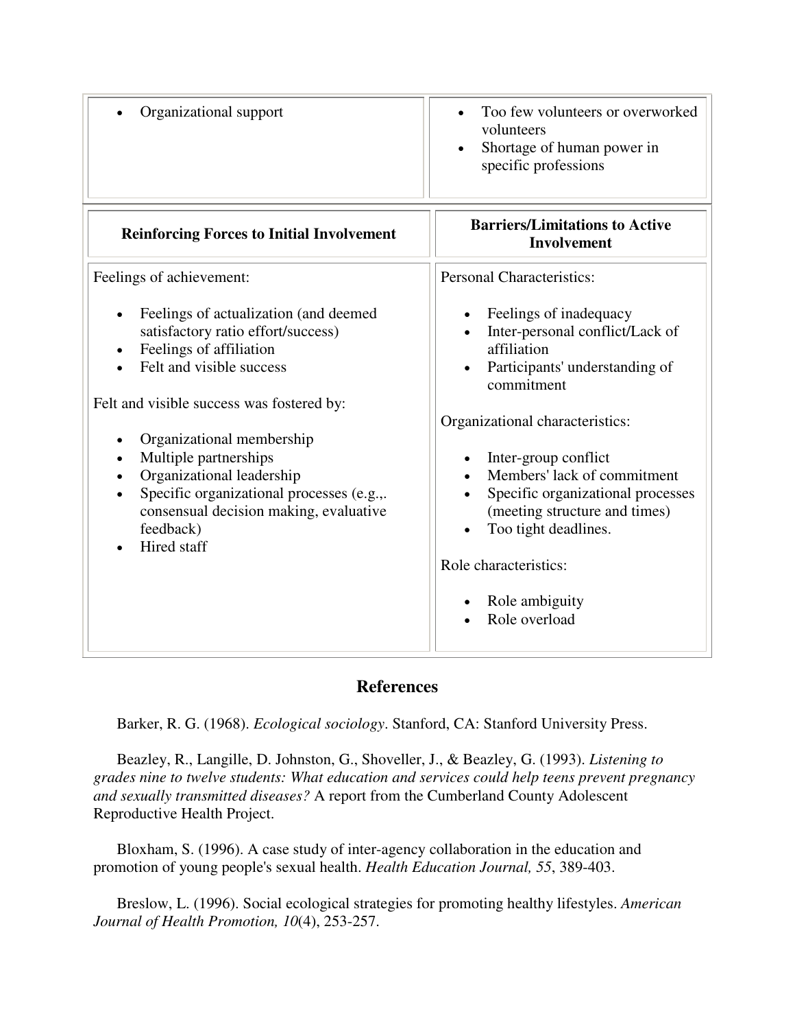| | |
|---|---|
| • Organizational support | • Too few volunteers or overworked volunteers<br>• Shortage of human power in specific professions |

| Reinforcing Forces to Initial Involvement | Barriers/Limitations to Active Involvement |
|---|---|
| Feelings of achievement:<br><br>• Feelings of actualization (and deemed satisfactory ratio effort/success)<br>• Feelings of affiliation<br>• Felt and visible success<br><br>Felt and visible success was fostered by:<br><br>• Organizational membership<br>• Multiple partnerships<br>• Organizational leadership<br>• Specific organizational processes (e.g.,. consensual decision making, evaluative feedback)<br>• Hired staff | Personal Characteristics:<br><br>• Feelings of inadequacy<br>• Inter-personal conflict/Lack of affiliation<br>• Participants' understanding of commitment<br><br>Organizational characteristics:<br><br>• Inter-group conflict<br>• Members' lack of commitment<br>• Specific organizational processes (meeting structure and times)<br>• Too tight deadlines.<br><br>Role characteristics:<br><br>• Role ambiguity<br>• Role overload |

## References

Barker, R. G. (1968). *Ecological sociology*. Stanford, CA: Stanford University Press.

Beazley, R., Langille, D. Johnston, G., Shoveller, J., & Beazley, G. (1993). *Listening to grades nine to twelve students: What education and services could help teens prevent pregnancy and sexually transmitted diseases?* A report from the Cumberland County Adolescent Reproductive Health Project.

Bloxham, S. (1996). A case study of inter-agency collaboration in the education and promotion of young people's sexual health. *Health Education Journal, 55*, 389-403.

Breslow, L. (1996). Social ecological strategies for promoting healthy lifestyles. *American Journal of Health Promotion, 10*(4), 253-257.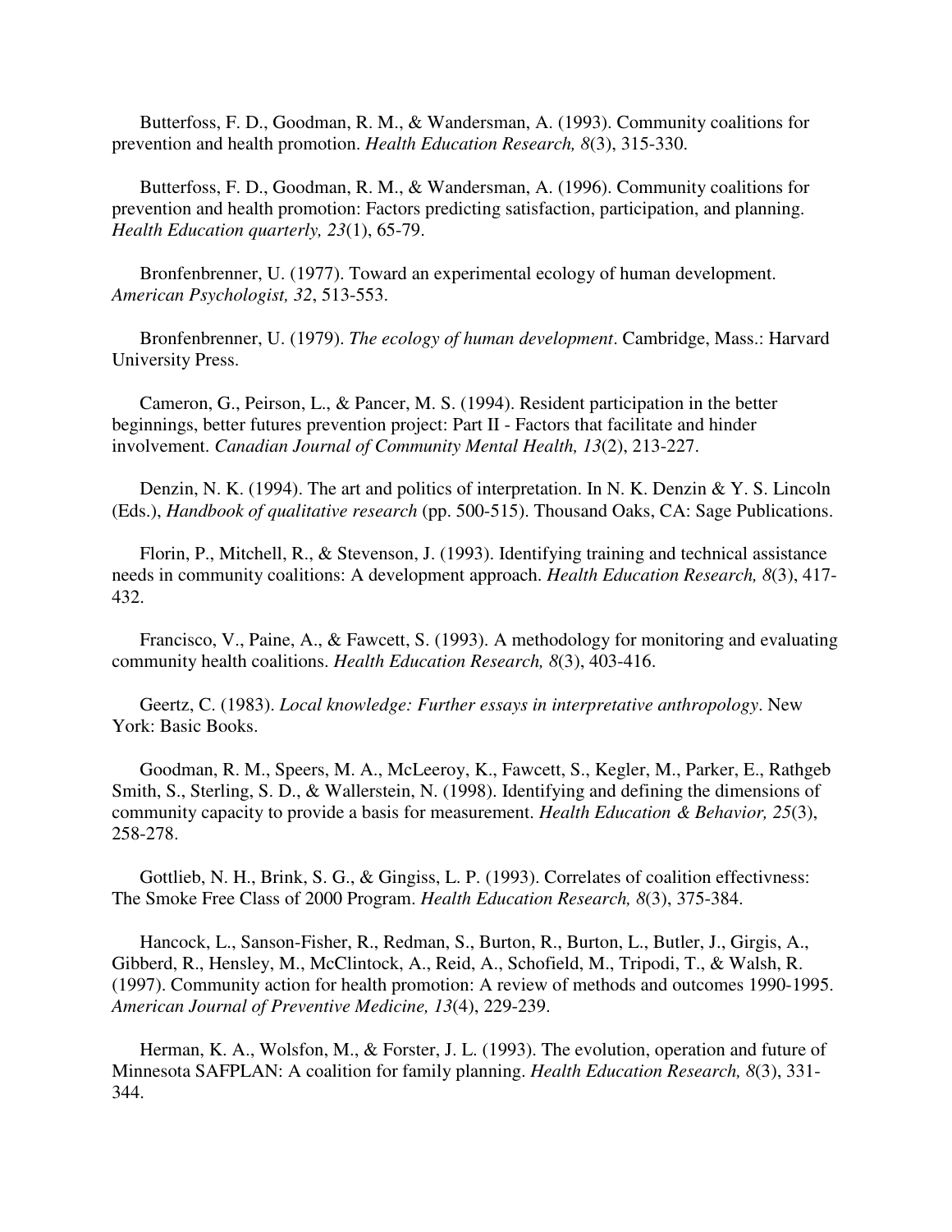Butterfoss, F. D., Goodman, R. M., & Wandersman, A. (1993). Community coalitions for prevention and health promotion. *Health Education Research, 8*(3), 315-330.

Butterfoss, F. D., Goodman, R. M., & Wandersman, A. (1996). Community coalitions for prevention and health promotion: Factors predicting satisfaction, participation, and planning. *Health Education quarterly, 23*(1), 65-79.

Bronfenbrenner, U. (1977). Toward an experimental ecology of human development. *American Psychologist, 32*, 513-553.

Bronfenbrenner, U. (1979). *The ecology of human development*. Cambridge, Mass.: Harvard University Press.

Cameron, G., Peirson, L., & Pancer, M. S. (1994). Resident participation in the better beginnings, better futures prevention project: Part II - Factors that facilitate and hinder involvement. *Canadian Journal of Community Mental Health, 13*(2), 213-227.

Denzin, N. K. (1994). The art and politics of interpretation. In N. K. Denzin & Y. S. Lincoln (Eds.), *Handbook of qualitative research* (pp. 500-515). Thousand Oaks, CA: Sage Publications.

Florin, P., Mitchell, R., & Stevenson, J. (1993). Identifying training and technical assistance needs in community coalitions: A development approach. *Health Education Research, 8*(3), 417-432.

Francisco, V., Paine, A., & Fawcett, S. (1993). A methodology for monitoring and evaluating community health coalitions. *Health Education Research, 8*(3), 403-416.

Geertz, C. (1983). *Local knowledge: Further essays in interpretative anthropology*. New York: Basic Books.

Goodman, R. M., Speers, M. A., McLeeroy, K., Fawcett, S., Kegler, M., Parker, E., Rathgeb Smith, S., Sterling, S. D., & Wallerstein, N. (1998). Identifying and defining the dimensions of community capacity to provide a basis for measurement. *Health Education & Behavior, 25*(3), 258-278.

Gottlieb, N. H., Brink, S. G., & Gingiss, L. P. (1993). Correlates of coalition effectivness: The Smoke Free Class of 2000 Program. *Health Education Research, 8*(3), 375-384.

Hancock, L., Sanson-Fisher, R., Redman, S., Burton, R., Burton, L., Butler, J., Girgis, A., Gibberd, R., Hensley, M., McClintock, A., Reid, A., Schofield, M., Tripodi, T., & Walsh, R. (1997). Community action for health promotion: A review of methods and outcomes 1990-1995. *American Journal of Preventive Medicine, 13*(4), 229-239.

Herman, K. A., Wolsfon, M., & Forster, J. L. (1993). The evolution, operation and future of Minnesota SAFPLAN: A coalition for family planning. *Health Education Research, 8*(3), 331-344.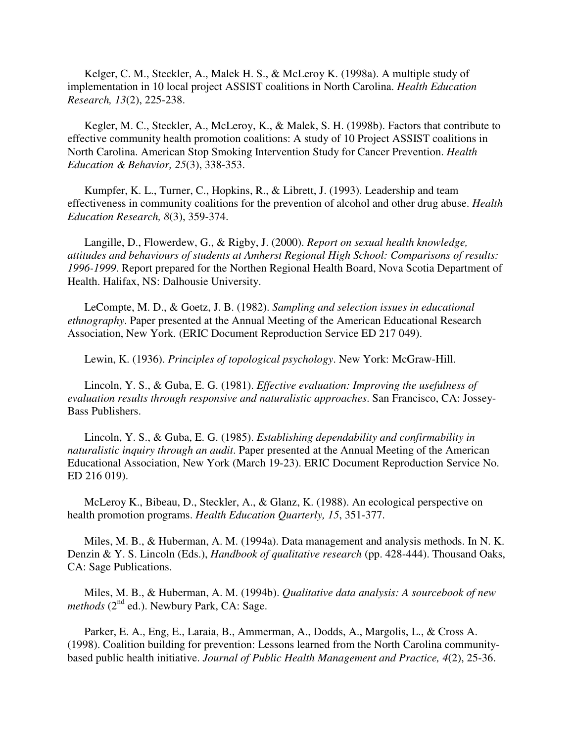Kelger, C. M., Steckler, A., Malek H. S., & McLeroy K. (1998a). A multiple study of implementation in 10 local project ASSIST coalitions in North Carolina. *Health Education Research, 13*(2), 225-238.

Kegler, M. C., Steckler, A., McLeroy, K., & Malek, S. H. (1998b). Factors that contribute to effective community health promotion coalitions: A study of 10 Project ASSIST coalitions in North Carolina. American Stop Smoking Intervention Study for Cancer Prevention. *Health Education & Behavior, 25*(3), 338-353.

Kumpfer, K. L., Turner, C., Hopkins, R., & Librett, J. (1993). Leadership and team effectiveness in community coalitions for the prevention of alcohol and other drug abuse. *Health Education Research, 8*(3), 359-374.

Langille, D., Flowerdew, G., & Rigby, J. (2000). *Report on sexual health knowledge, attitudes and behaviours of students at Amherst Regional High School: Comparisons of results: 1996-1999*. Report prepared for the Northen Regional Health Board, Nova Scotia Department of Health. Halifax, NS: Dalhousie University.

LeCompte, M. D., & Goetz, J. B. (1982). *Sampling and selection issues in educational ethnography*. Paper presented at the Annual Meeting of the American Educational Research Association, New York. (ERIC Document Reproduction Service ED 217 049).

Lewin, K. (1936). *Principles of topological psychology*. New York: McGraw-Hill.

Lincoln, Y. S., & Guba, E. G. (1981). *Effective evaluation: Improving the usefulness of evaluation results through responsive and naturalistic approaches*. San Francisco, CA: Jossey-Bass Publishers.

Lincoln, Y. S., & Guba, E. G. (1985). *Establishing dependability and confirmability in naturalistic inquiry through an audit*. Paper presented at the Annual Meeting of the American Educational Association, New York (March 19-23). ERIC Document Reproduction Service No. ED 216 019).

McLeroy K., Bibeau, D., Steckler, A., & Glanz, K. (1988). An ecological perspective on health promotion programs. *Health Education Quarterly, 15*, 351-377.

Miles, M. B., & Huberman, A. M. (1994a). Data management and analysis methods. In N. K. Denzin & Y. S. Lincoln (Eds.), *Handbook of qualitative research* (pp. 428-444). Thousand Oaks, CA: Sage Publications.

Miles, M. B., & Huberman, A. M. (1994b). *Qualitative data analysis: A sourcebook of new methods* (2nd ed.). Newbury Park, CA: Sage.

Parker, E. A., Eng, E., Laraia, B., Ammerman, A., Dodds, A., Margolis, L., & Cross A. (1998). Coalition building for prevention: Lessons learned from the North Carolina community-based public health initiative. *Journal of Public Health Management and Practice, 4*(2), 25-36.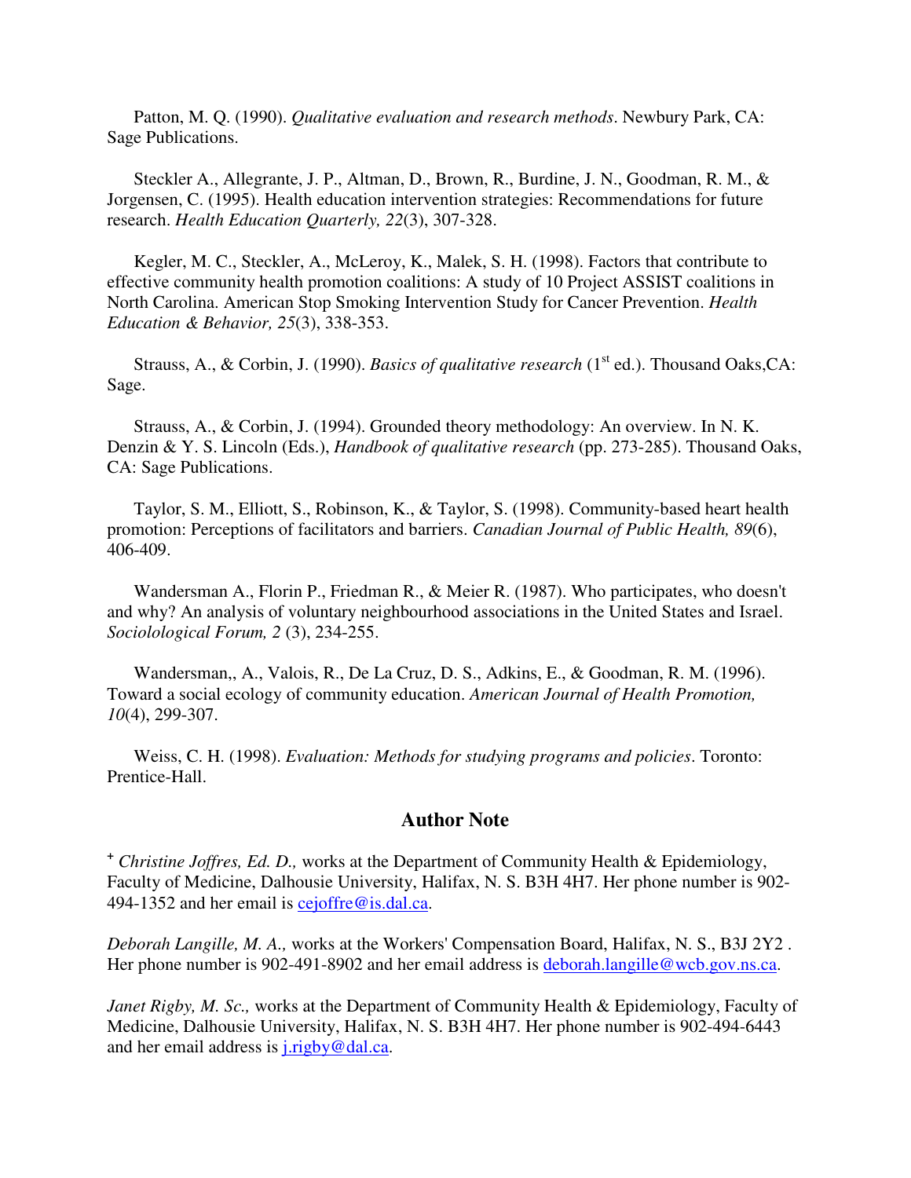Patton, M. Q. (1990). *Qualitative evaluation and research methods*. Newbury Park, CA: Sage Publications.

Steckler A., Allegrante, J. P., Altman, D., Brown, R., Burdine, J. N., Goodman, R. M., & Jorgensen, C. (1995). Health education intervention strategies: Recommendations for future research. *Health Education Quarterly, 22*(3), 307-328.

Kegler, M. C., Steckler, A., McLeroy, K., Malek, S. H. (1998). Factors that contribute to effective community health promotion coalitions: A study of 10 Project ASSIST coalitions in North Carolina. American Stop Smoking Intervention Study for Cancer Prevention. *Health Education & Behavior, 25*(3), 338-353.

Strauss, A., & Corbin, J. (1990). *Basics of qualitative research* (1st ed.). Thousand Oaks,CA: Sage.

Strauss, A., & Corbin, J. (1994). Grounded theory methodology: An overview. In N. K. Denzin & Y. S. Lincoln (Eds.), *Handbook of qualitative research* (pp. 273-285). Thousand Oaks, CA: Sage Publications.

Taylor, S. M., Elliott, S., Robinson, K., & Taylor, S. (1998). Community-based heart health promotion: Perceptions of facilitators and barriers. *Canadian Journal of Public Health, 89*(6), 406-409.

Wandersman A., Florin P., Friedman R., & Meier R. (1987). Who participates, who doesn't and why? An analysis of voluntary neighbourhood associations in the United States and Israel. *Sociolological Forum, 2* (3), 234-255.

Wandersman,, A., Valois, R., De La Cruz, D. S., Adkins, E., & Goodman, R. M. (1996). Toward a social ecology of community education. *American Journal of Health Promotion, 10*(4), 299-307.

Weiss, C. H. (1998). *Evaluation: Methods for studying programs and policies*. Toronto: Prentice-Hall.

## Author Note

[+] *Christine Joffres, Ed. D.,* works at the Department of Community Health & Epidemiology, Faculty of Medicine, Dalhousie University, Halifax, N. S. B3H 4H7. Her phone number is 902-494-1352 and her email is cejoffre@is.dal.ca.

*Deborah Langille, M. A.,* works at the Workers' Compensation Board, Halifax, N. S., B3J 2Y2 . Her phone number is 902-491-8902 and her email address is deborah.langille@wcb.gov.ns.ca.

*Janet Rigby, M. Sc.,* works at the Department of Community Health & Epidemiology, Faculty of Medicine, Dalhousie University, Halifax, N. S. B3H 4H7. Her phone number is 902-494-6443 and her email address is j.rigby@dal.ca.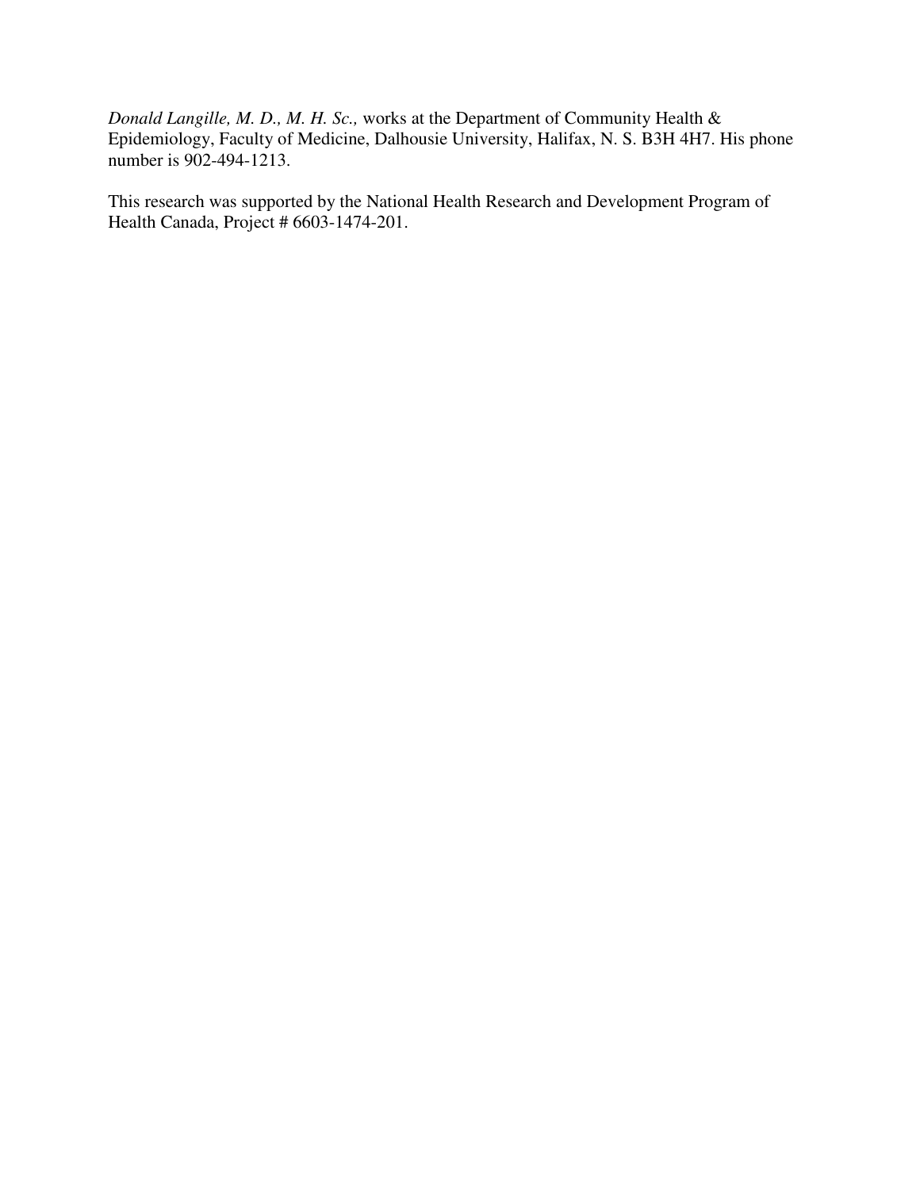*Donald Langille, M. D., M. H. Sc.,* works at the Department of Community Health & Epidemiology, Faculty of Medicine, Dalhousie University, Halifax, N. S. B3H 4H7. His phone number is 902-494-1213.

This research was supported by the National Health Research and Development Program of Health Canada, Project # 6603-1474-201.